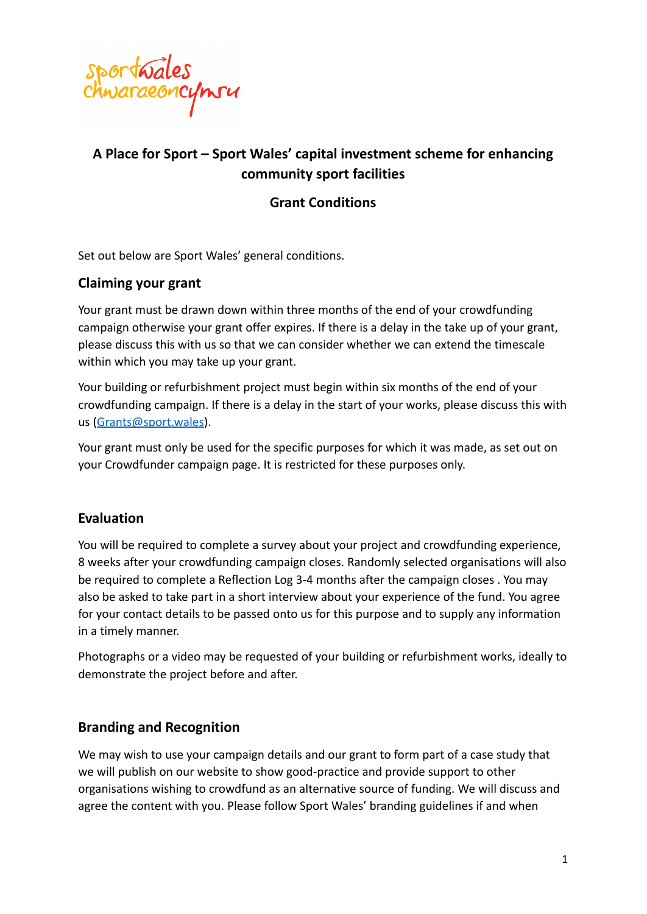# A Place for Sport – Sport Wales' capital investment scheme for enhancing community sport facilities

## Grant Conditions

Set out below are Sport Wales' general conditions.

### Claiming your grant

Your grant must be drawn down within three months of the end of your crowdfunding campaign otherwise your grant offer expires. If there is a delay in the take up of your grant, please discuss this with us so that we can consider whether we can extend the timescale within which you may take up your grant.

Your building or refurbishment project must begin within six months of the end of your crowdfunding campaign. If there is a delay in the start of your works, please discuss this with us (Grants@sport.wales).

Your grant must only be used for the specific purposes for which it was made, as set out on your Crowdfunder campaign page. It is restricted for these purposes only.

### Evaluation

You will be required to complete a survey about your project and crowdfunding experience, 8 weeks after your crowdfunding campaign closes. Randomly selected organisations will also be required to complete a Reflection Log 3-4 months after the campaign closes . You may also be asked to take part in a short interview about your experience of the fund. You agree for your contact details to be passed onto us for this purpose and to supply any information in a timely manner.

Photographs or a video may be requested of your building or refurbishment works, ideally to demonstrate the project before and after.

### Branding and Recognition

We may wish to use your campaign details and our grant to form part of a case study that we will publish on our website to show good-practice and provide support to other organisations wishing to crowdfund as an alternative source of funding. We will discuss and agree the content with you. Please follow Sport Wales' branding guidelines if and when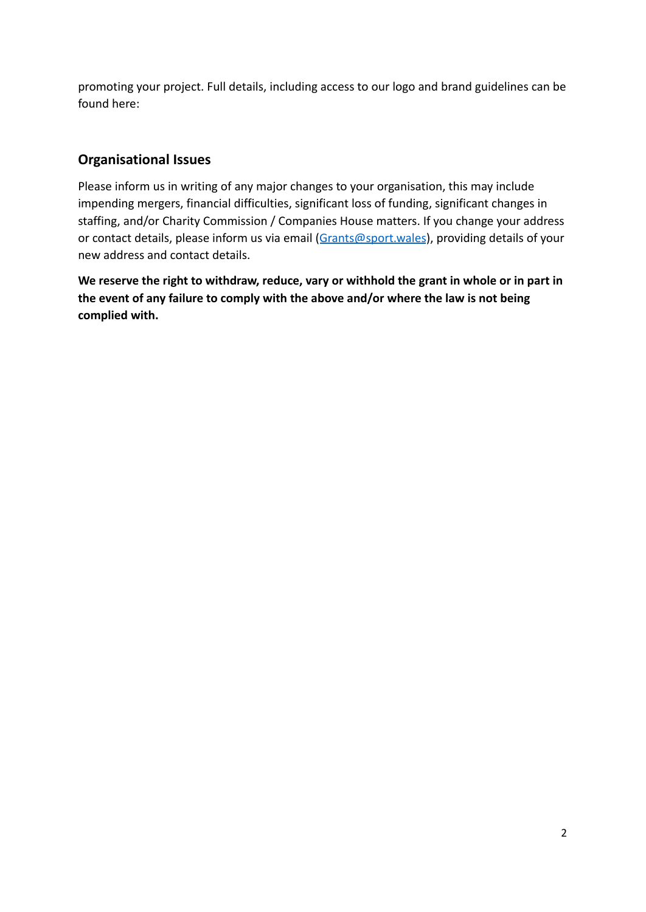promoting your project. Full details, including access to our logo and brand guidelines can be found here:

## Organisational Issues

Please inform us in writing of any major changes to your organisation, this may include impending mergers, financial difficulties, significant loss of funding, significant changes in staffing, and/or Charity Commission / Companies House matters. If you change your address or contact details, please inform us via email (Grants@sport.wales), providing details of your new address and contact details.

**We reserve the right to withdraw, reduce, vary or withhold the grant in whole or in part in the event of any failure to comply with the above and/or where the law is not being complied with.**